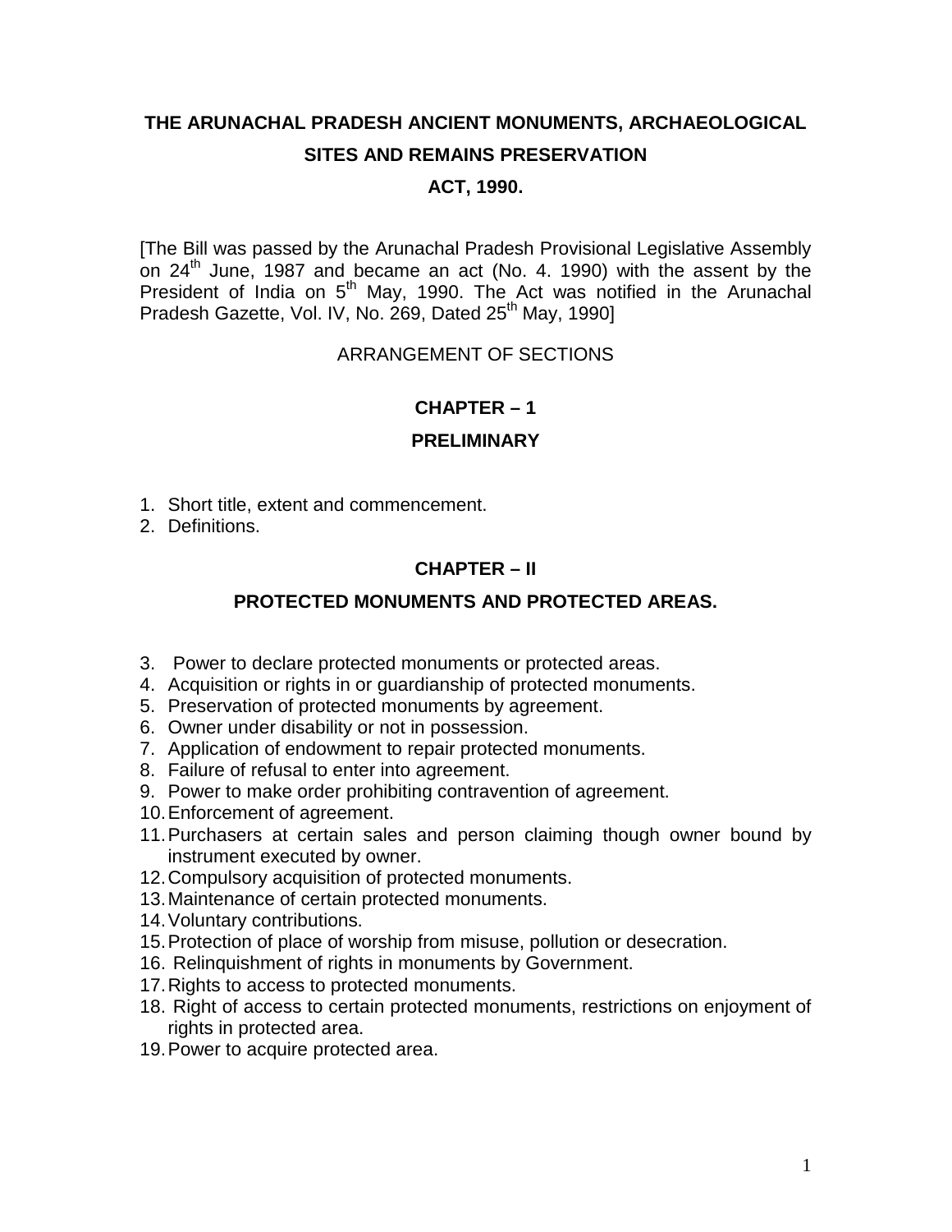# THE ARUNACHAL PRADESH ANCIENT MONUMENTS, ARCHAEOLOGICAL SITES AND REMAINS PRESERVATION ACT, 1990.

[The Bill was passed by the Arunachal Pradesh Provisional Legislative Assembly on 24th June, 1987 and became an act (No. 4. 1990) with the assent by the President of India on 5th May, 1990. The Act was notified in the Arunachal Pradesh Gazette, Vol. IV, No. 269, Dated 25th May, 1990]

ARRANGEMENT OF SECTIONS

## CHAPTER – 1

## PRELIMINARY

1. Short title, extent and commencement.
2. Definitions.

## CHAPTER – II

## PROTECTED MONUMENTS AND PROTECTED AREAS.

3. Power to declare protected monuments or protected areas.
4. Acquisition or rights in or guardianship of protected monuments.
5. Preservation of protected monuments by agreement.
6. Owner under disability or not in possession.
7. Application of endowment to repair protected monuments.
8. Failure of refusal to enter into agreement.
9. Power to make order prohibiting contravention of agreement.
10. Enforcement of agreement.
11. Purchasers at certain sales and person claiming though owner bound by instrument executed by owner.
12. Compulsory acquisition of protected monuments.
13. Maintenance of certain protected monuments.
14. Voluntary contributions.
15. Protection of place of worship from misuse, pollution or desecration.
16. Relinquishment of rights in monuments by Government.
17. Rights to access to protected monuments.
18. Right of access to certain protected monuments, restrictions on enjoyment of rights in protected area.
19. Power to acquire protected area.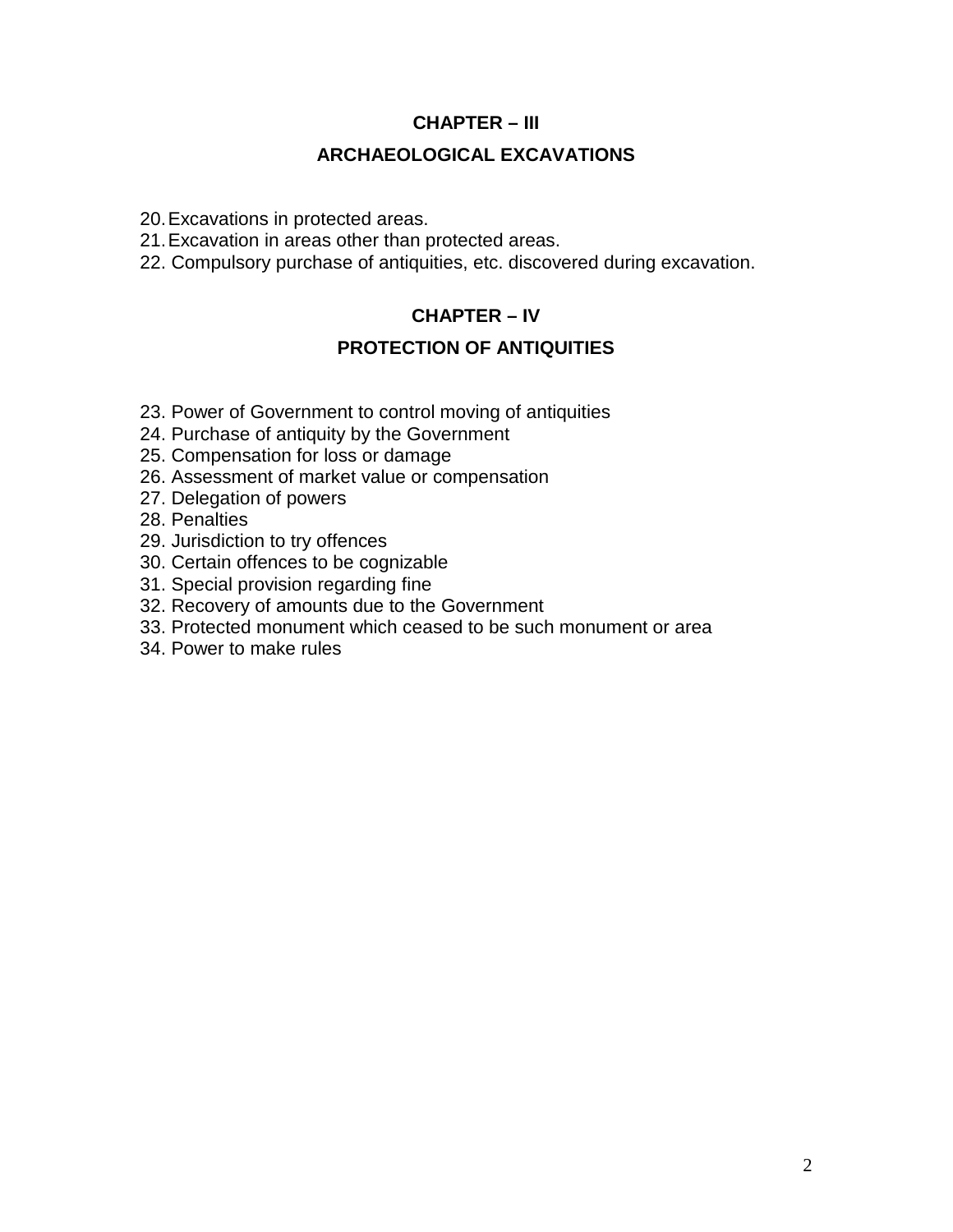## CHAPTER – III

## ARCHAEOLOGICAL EXCAVATIONS

20. Excavations in protected areas.
21. Excavation in areas other than protected areas.
22. Compulsory purchase of antiquities, etc. discovered during excavation.

## CHAPTER – IV

## PROTECTION OF ANTIQUITIES

23. Power of Government to control moving of antiquities
24. Purchase of antiquity by the Government
25. Compensation for loss or damage
26. Assessment of market value or compensation
27. Delegation of powers
28. Penalties
29. Jurisdiction to try offences
30. Certain offences to be cognizable
31. Special provision regarding fine
32. Recovery of amounts due to the Government
33. Protected monument which ceased to be such monument or area
34. Power to make rules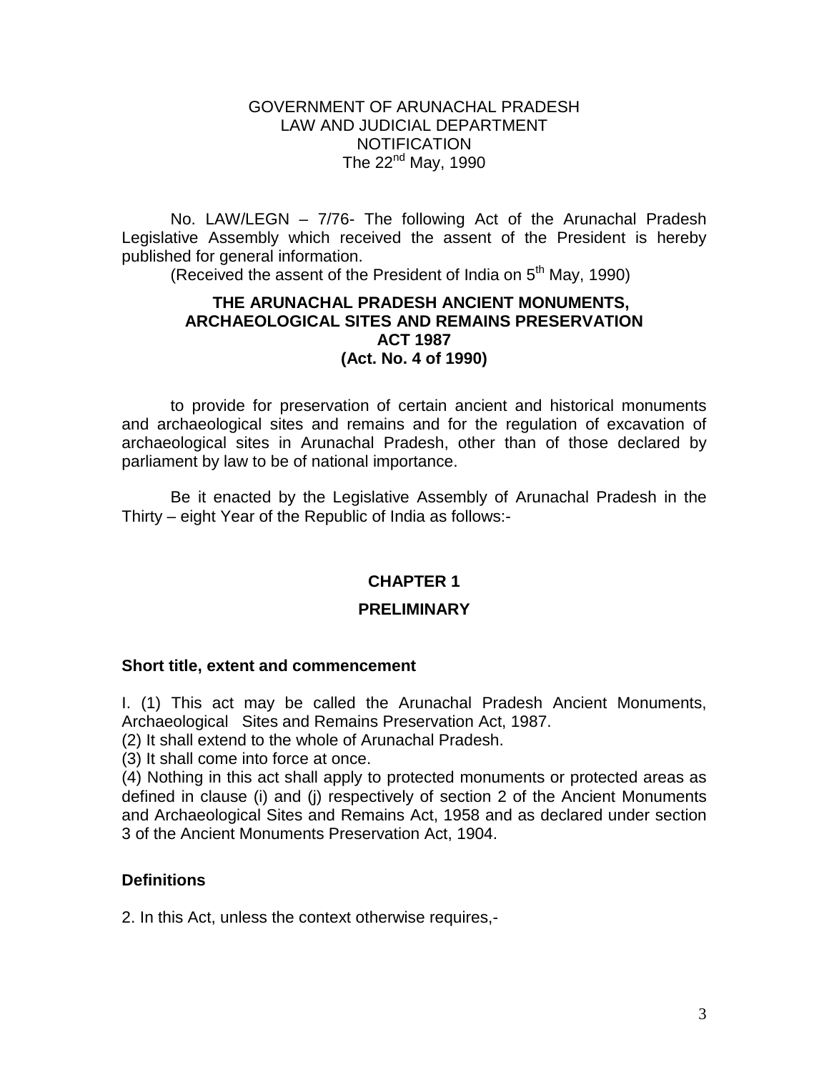GOVERNMENT OF ARUNACHAL PRADESH
LAW AND JUDICIAL DEPARTMENT
NOTIFICATION
The 22nd May, 1990

No. LAW/LEGN – 7/76- The following Act of the Arunachal Pradesh Legislative Assembly which received the assent of the President is hereby published for general information.

(Received the assent of the President of India on 5th May, 1990)

# THE ARUNACHAL PRADESH ANCIENT MONUMENTS, ARCHAEOLOGICAL SITES AND REMAINS PRESERVATION ACT 1987 (Act. No. 4 of 1990)

to provide for preservation of certain ancient and historical monuments and archaeological sites and remains and for the regulation of excavation of archaeological sites in Arunachal Pradesh, other than of those declared by parliament by law to be of national importance.

Be it enacted by the Legislative Assembly of Arunachal Pradesh in the Thirty – eight Year of the Republic of India as follows:-

## CHAPTER 1

## PRELIMINARY

### Short title, extent and commencement

I. (1) This act may be called the Arunachal Pradesh Ancient Monuments, Archaeological Sites and Remains Preservation Act, 1987.

(2) It shall extend to the whole of Arunachal Pradesh.

(3) It shall come into force at once.

(4) Nothing in this act shall apply to protected monuments or protected areas as defined in clause (i) and (j) respectively of section 2 of the Ancient Monuments and Archaeological Sites and Remains Act, 1958 and as declared under section 3 of the Ancient Monuments Preservation Act, 1904.

### Definitions

2. In this Act, unless the context otherwise requires,-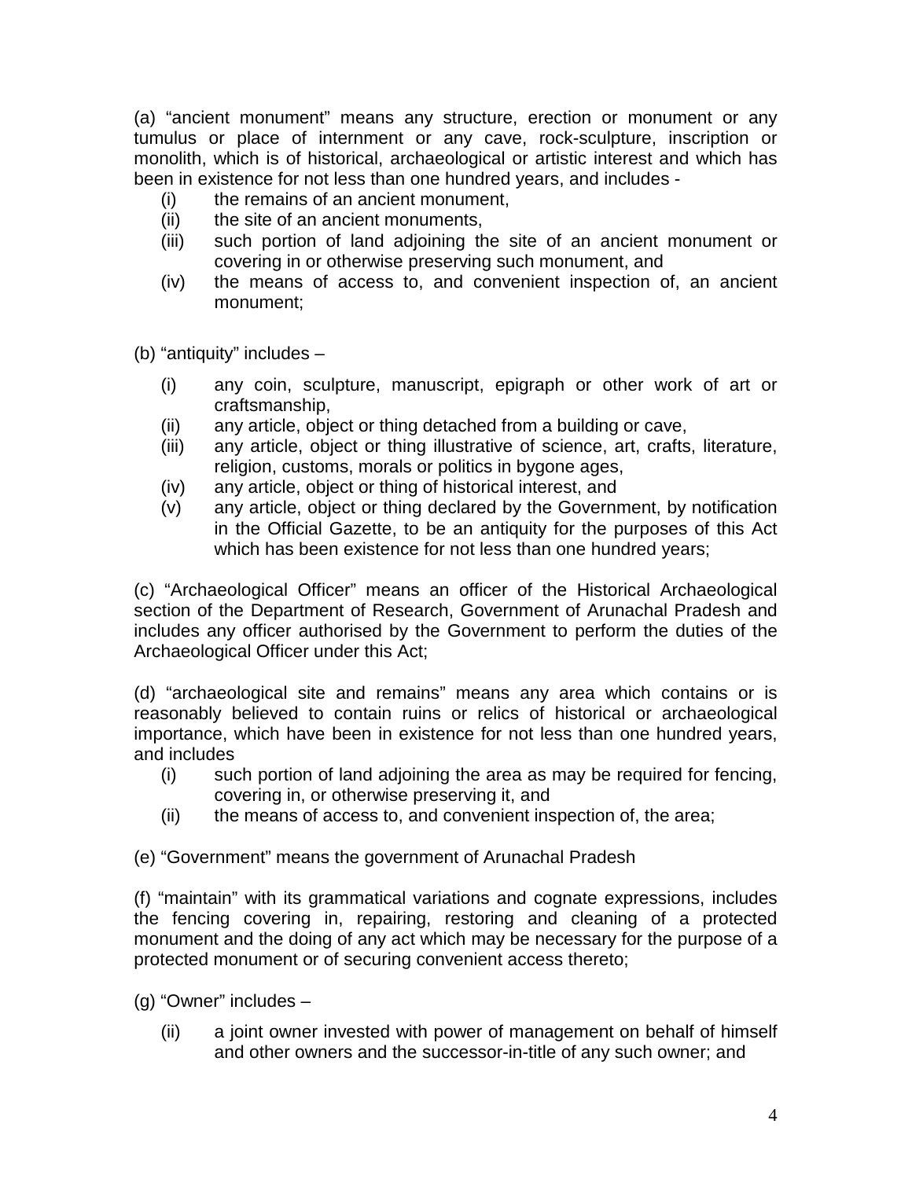(a) "ancient monument" means any structure, erection or monument or any tumulus or place of internment or any cave, rock-sculpture, inscription or monolith, which is of historical, archaeological or artistic interest and which has been in existence for not less than one hundred years, and includes -

- (i) the remains of an ancient monument,
- (ii) the site of an ancient monuments,
- (iii) such portion of land adjoining the site of an ancient monument or covering in or otherwise preserving such monument, and
- (iv) the means of access to, and convenient inspection of, an ancient monument;

(b) "antiquity" includes –

- (i) any coin, sculpture, manuscript, epigraph or other work of art or craftsmanship,
- (ii) any article, object or thing detached from a building or cave,
- (iii) any article, object or thing illustrative of science, art, crafts, literature, religion, customs, morals or politics in bygone ages,
- (iv) any article, object or thing of historical interest, and
- (v) any article, object or thing declared by the Government, by notification in the Official Gazette, to be an antiquity for the purposes of this Act which has been existence for not less than one hundred years;

(c) "Archaeological Officer" means an officer of the Historical Archaeological section of the Department of Research, Government of Arunachal Pradesh and includes any officer authorised by the Government to perform the duties of the Archaeological Officer under this Act;

(d) "archaeological site and remains" means any area which contains or is reasonably believed to contain ruins or relics of historical or archaeological importance, which have been in existence for not less than one hundred years, and includes

- (i) such portion of land adjoining the area as may be required for fencing, covering in, or otherwise preserving it, and
- (ii) the means of access to, and convenient inspection of, the area;

(e) "Government" means the government of Arunachal Pradesh

(f) "maintain" with its grammatical variations and cognate expressions, includes the fencing covering in, repairing, restoring and cleaning of a protected monument and the doing of any act which may be necessary for the purpose of a protected monument or of securing convenient access thereto;

(g) "Owner" includes –

- (ii) a joint owner invested with power of management on behalf of himself and other owners and the successor-in-title of any such owner; and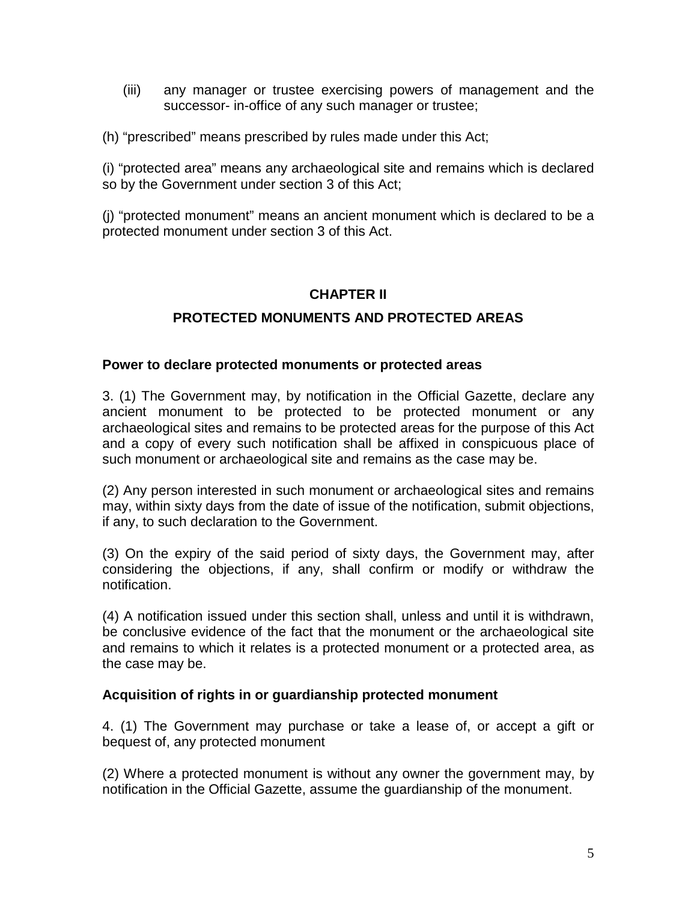(iii) any manager or trustee exercising powers of management and the successor- in-office of any such manager or trustee;

(h) “prescribed” means prescribed by rules made under this Act;

(i) “protected area” means any archaeological site and remains which is declared so by the Government under section 3 of this Act;

(j) “protected monument” means an ancient monument which is declared to be a protected monument under section 3 of this Act.

## CHAPTER II

## PROTECTED MONUMENTS AND PROTECTED AREAS

### Power to declare protected monuments or protected areas

3. (1) The Government may, by notification in the Official Gazette, declare any ancient monument to be protected to be protected monument or any archaeological sites and remains to be protected areas for the purpose of this Act and a copy of every such notification shall be affixed in conspicuous place of such monument or archaeological site and remains as the case may be.

(2) Any person interested in such monument or archaeological sites and remains may, within sixty days from the date of issue of the notification, submit objections, if any, to such declaration to the Government.

(3) On the expiry of the said period of sixty days, the Government may, after considering the objections, if any, shall confirm or modify or withdraw the notification.

(4) A notification issued under this section shall, unless and until it is withdrawn, be conclusive evidence of the fact that the monument or the archaeological site and remains to which it relates is a protected monument or a protected area, as the case may be.

### Acquisition of rights in or guardianship protected monument

4. (1) The Government may purchase or take a lease of, or accept a gift or bequest of, any protected monument

(2) Where a protected monument is without any owner the government may, by notification in the Official Gazette, assume the guardianship of the monument.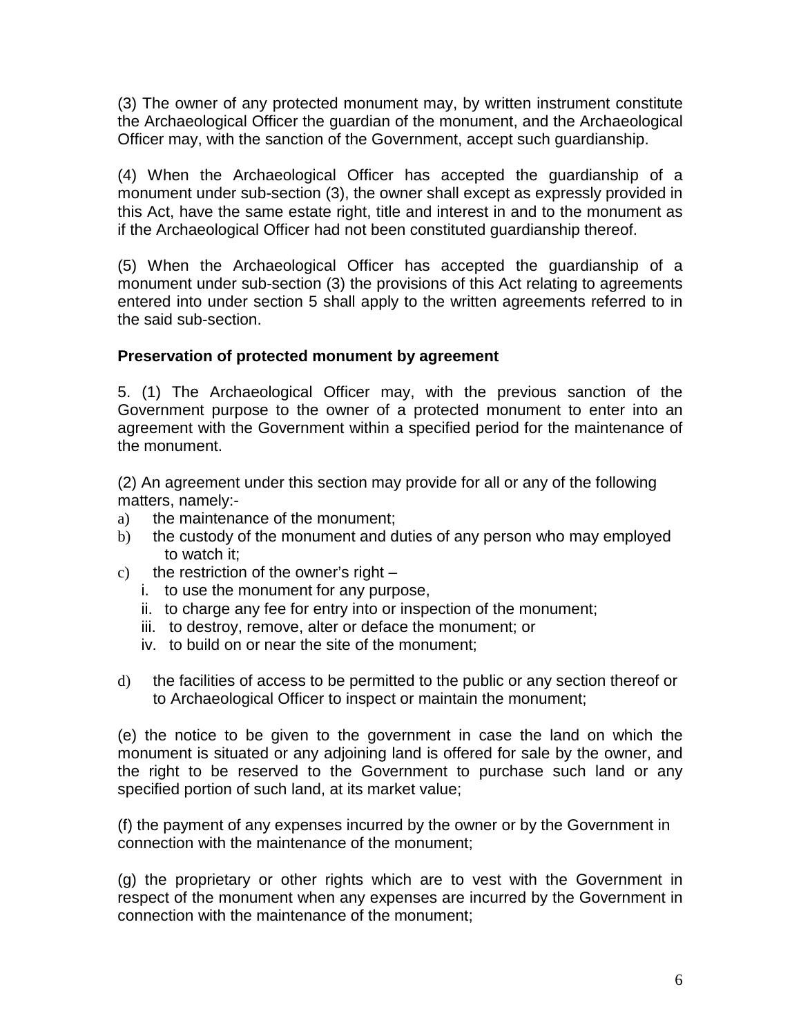(3) The owner of any protected monument may, by written instrument constitute the Archaeological Officer the guardian of the monument, and the Archaeological Officer may, with the sanction of the Government, accept such guardianship.

(4) When the Archaeological Officer has accepted the guardianship of a monument under sub-section (3), the owner shall except as expressly provided in this Act, have the same estate right, title and interest in and to the monument as if the Archaeological Officer had not been constituted guardianship thereof.

(5) When the Archaeological Officer has accepted the guardianship of a monument under sub-section (3) the provisions of this Act relating to agreements entered into under section 5 shall apply to the written agreements referred to in the said sub-section.

**Preservation of protected monument by agreement**

5. (1) The Archaeological Officer may, with the previous sanction of the Government purpose to the owner of a protected monument to enter into an agreement with the Government within a specified period for the maintenance of the monument.

(2) An agreement under this section may provide for all or any of the following matters, namely:-

a) the maintenance of the monument;
b) the custody of the monument and duties of any person who may employed to watch it;
c) the restriction of the owner's right –
   i. to use the monument for any purpose,
   ii. to charge any fee for entry into or inspection of the monument;
   iii. to destroy, remove, alter or deface the monument; or
   iv. to build on or near the site of the monument;
d) the facilities of access to be permitted to the public or any section thereof or to Archaeological Officer to inspect or maintain the monument;

(e) the notice to be given to the government in case the land on which the monument is situated or any adjoining land is offered for sale by the owner, and the right to be reserved to the Government to purchase such land or any specified portion of such land, at its market value;

(f) the payment of any expenses incurred by the owner or by the Government in connection with the maintenance of the monument;

(g) the proprietary or other rights which are to vest with the Government in respect of the monument when any expenses are incurred by the Government in connection with the maintenance of the monument;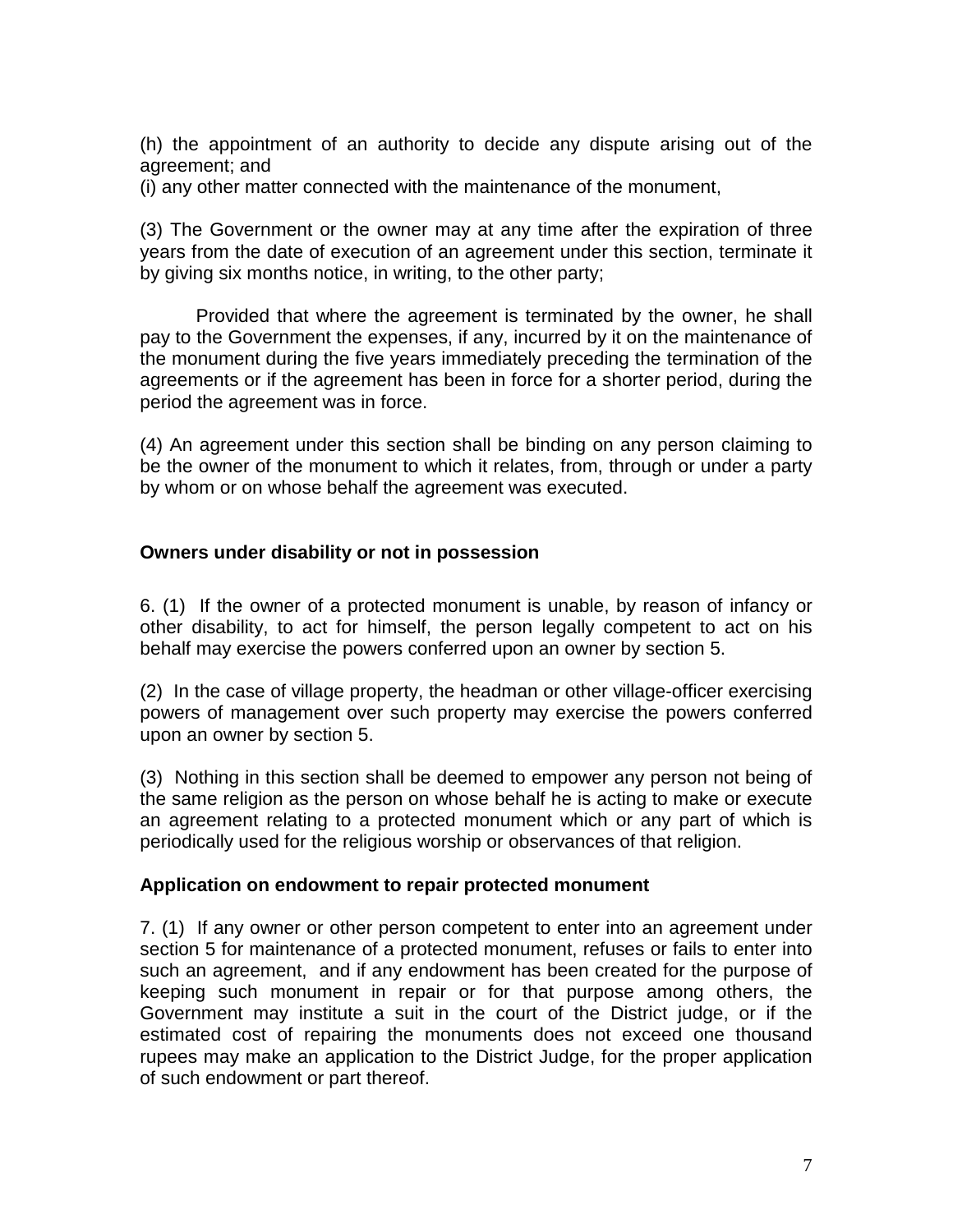(h) the appointment of an authority to decide any dispute arising out of the agreement; and
(i) any other matter connected with the maintenance of the monument,

(3) The Government or the owner may at any time after the expiration of three years from the date of execution of an agreement under this section, terminate it by giving six months notice, in writing, to the other party;

Provided that where the agreement is terminated by the owner, he shall pay to the Government the expenses, if any, incurred by it on the maintenance of the monument during the five years immediately preceding the termination of the agreements or if the agreement has been in force for a shorter period, during the period the agreement was in force.

(4) An agreement under this section shall be binding on any person claiming to be the owner of the monument to which it relates, from, through or under a party by whom or on whose behalf the agreement was executed.

**Owners under disability or not in possession**

6. (1) If the owner of a protected monument is unable, by reason of infancy or other disability, to act for himself, the person legally competent to act on his behalf may exercise the powers conferred upon an owner by section 5.

(2) In the case of village property, the headman or other village-officer exercising powers of management over such property may exercise the powers conferred upon an owner by section 5.

(3) Nothing in this section shall be deemed to empower any person not being of the same religion as the person on whose behalf he is acting to make or execute an agreement relating to a protected monument which or any part of which is periodically used for the religious worship or observances of that religion.

**Application on endowment to repair protected monument**

7. (1) If any owner or other person competent to enter into an agreement under section 5 for maintenance of a protected monument, refuses or fails to enter into such an agreement, and if any endowment has been created for the purpose of keeping such monument in repair or for that purpose among others, the Government may institute a suit in the court of the District judge, or if the estimated cost of repairing the monuments does not exceed one thousand rupees may make an application to the District Judge, for the proper application of such endowment or part thereof.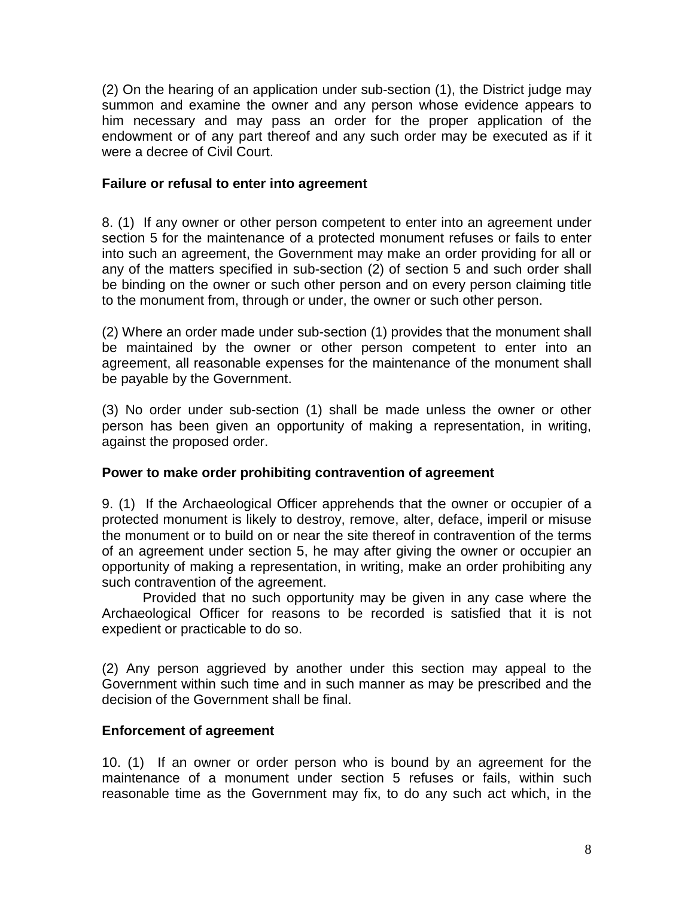(2) On the hearing of an application under sub-section (1), the District judge may summon and examine the owner and any person whose evidence appears to him necessary and may pass an order for the proper application of the endowment or of any part thereof and any such order may be executed as if it were a decree of Civil Court.

**Failure or refusal to enter into agreement**

8. (1) If any owner or other person competent to enter into an agreement under section 5 for the maintenance of a protected monument refuses or fails to enter into such an agreement, the Government may make an order providing for all or any of the matters specified in sub-section (2) of section 5 and such order shall be binding on the owner or such other person and on every person claiming title to the monument from, through or under, the owner or such other person.

(2) Where an order made under sub-section (1) provides that the monument shall be maintained by the owner or other person competent to enter into an agreement, all reasonable expenses for the maintenance of the monument shall be payable by the Government.

(3) No order under sub-section (1) shall be made unless the owner or other person has been given an opportunity of making a representation, in writing, against the proposed order.

**Power to make order prohibiting contravention of agreement**

9. (1) If the Archaeological Officer apprehends that the owner or occupier of a protected monument is likely to destroy, remove, alter, deface, imperil or misuse the monument or to build on or near the site thereof in contravention of the terms of an agreement under section 5, he may after giving the owner or occupier an opportunity of making a representation, in writing, make an order prohibiting any such contravention of the agreement.

Provided that no such opportunity may be given in any case where the Archaeological Officer for reasons to be recorded is satisfied that it is not expedient or practicable to do so.

(2) Any person aggrieved by another under this section may appeal to the Government within such time and in such manner as may be prescribed and the decision of the Government shall be final.

**Enforcement of agreement**

10. (1) If an owner or order person who is bound by an agreement for the maintenance of a monument under section 5 refuses or fails, within such reasonable time as the Government may fix, to do any such act which, in the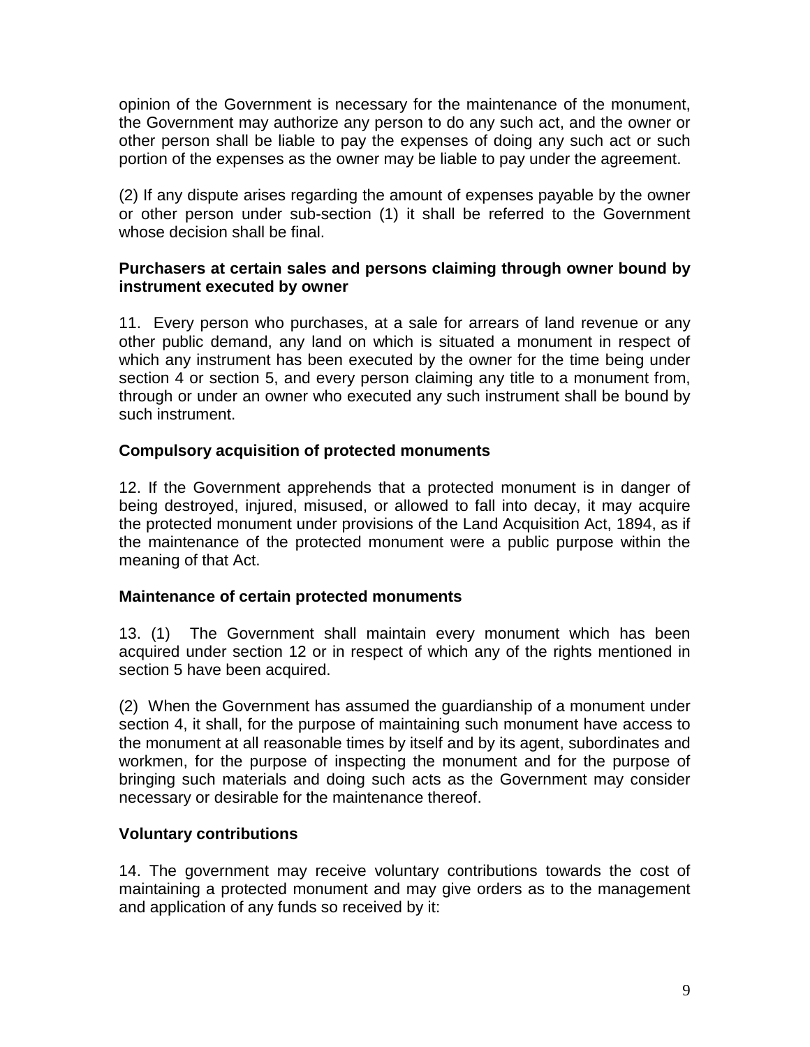opinion of the Government is necessary for the maintenance of the monument, the Government may authorize any person to do any such act, and the owner or other person shall be liable to pay the expenses of doing any such act or such portion of the expenses as the owner may be liable to pay under the agreement.

(2) If any dispute arises regarding the amount of expenses payable by the owner or other person under sub-section (1) it shall be referred to the Government whose decision shall be final.

**Purchasers at certain sales and persons claiming through owner bound by instrument executed by owner**

11. Every person who purchases, at a sale for arrears of land revenue or any other public demand, any land on which is situated a monument in respect of which any instrument has been executed by the owner for the time being under section 4 or section 5, and every person claiming any title to a monument from, through or under an owner who executed any such instrument shall be bound by such instrument.

**Compulsory acquisition of protected monuments**

12. If the Government apprehends that a protected monument is in danger of being destroyed, injured, misused, or allowed to fall into decay, it may acquire the protected monument under provisions of the Land Acquisition Act, 1894, as if the maintenance of the protected monument were a public purpose within the meaning of that Act.

**Maintenance of certain protected monuments**

13. (1) The Government shall maintain every monument which has been acquired under section 12 or in respect of which any of the rights mentioned in section 5 have been acquired.

(2) When the Government has assumed the guardianship of a monument under section 4, it shall, for the purpose of maintaining such monument have access to the monument at all reasonable times by itself and by its agent, subordinates and workmen, for the purpose of inspecting the monument and for the purpose of bringing such materials and doing such acts as the Government may consider necessary or desirable for the maintenance thereof.

**Voluntary contributions**

14. The government may receive voluntary contributions towards the cost of maintaining a protected monument and may give orders as to the management and application of any funds so received by it: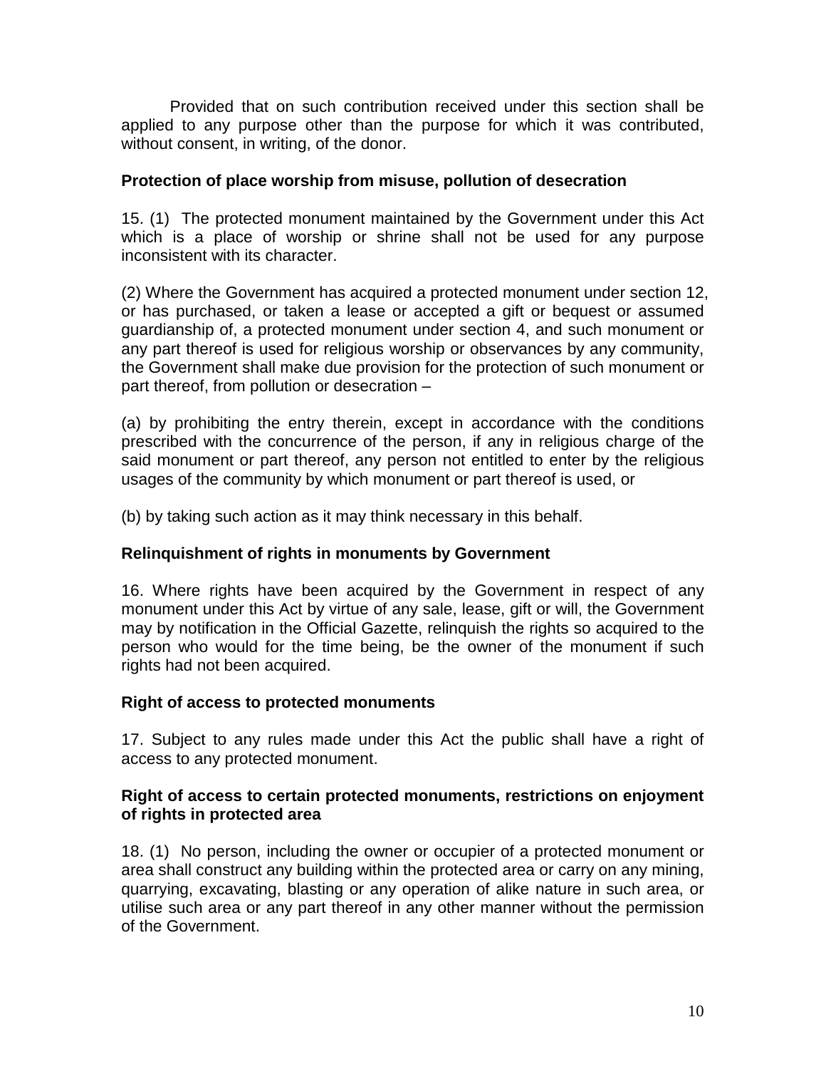Provided that on such contribution received under this section shall be applied to any purpose other than the purpose for which it was contributed, without consent, in writing, of the donor.

**Protection of place worship from misuse, pollution of desecration**

15. (1) The protected monument maintained by the Government under this Act which is a place of worship or shrine shall not be used for any purpose inconsistent with its character.

(2) Where the Government has acquired a protected monument under section 12, or has purchased, or taken a lease or accepted a gift or bequest or assumed guardianship of, a protected monument under section 4, and such monument or any part thereof is used for religious worship or observances by any community, the Government shall make due provision for the protection of such monument or part thereof, from pollution or desecration –

(a) by prohibiting the entry therein, except in accordance with the conditions prescribed with the concurrence of the person, if any in religious charge of the said monument or part thereof, any person not entitled to enter by the religious usages of the community by which monument or part thereof is used, or

(b) by taking such action as it may think necessary in this behalf.

**Relinquishment of rights in monuments by Government**

16. Where rights have been acquired by the Government in respect of any monument under this Act by virtue of any sale, lease, gift or will, the Government may by notification in the Official Gazette, relinquish the rights so acquired to the person who would for the time being, be the owner of the monument if such rights had not been acquired.

**Right of access to protected monuments**

17. Subject to any rules made under this Act the public shall have a right of access to any protected monument.

**Right of access to certain protected monuments, restrictions on enjoyment of rights in protected area**

18. (1) No person, including the owner or occupier of a protected monument or area shall construct any building within the protected area or carry on any mining, quarrying, excavating, blasting or any operation of alike nature in such area, or utilise such area or any part thereof in any other manner without the permission of the Government.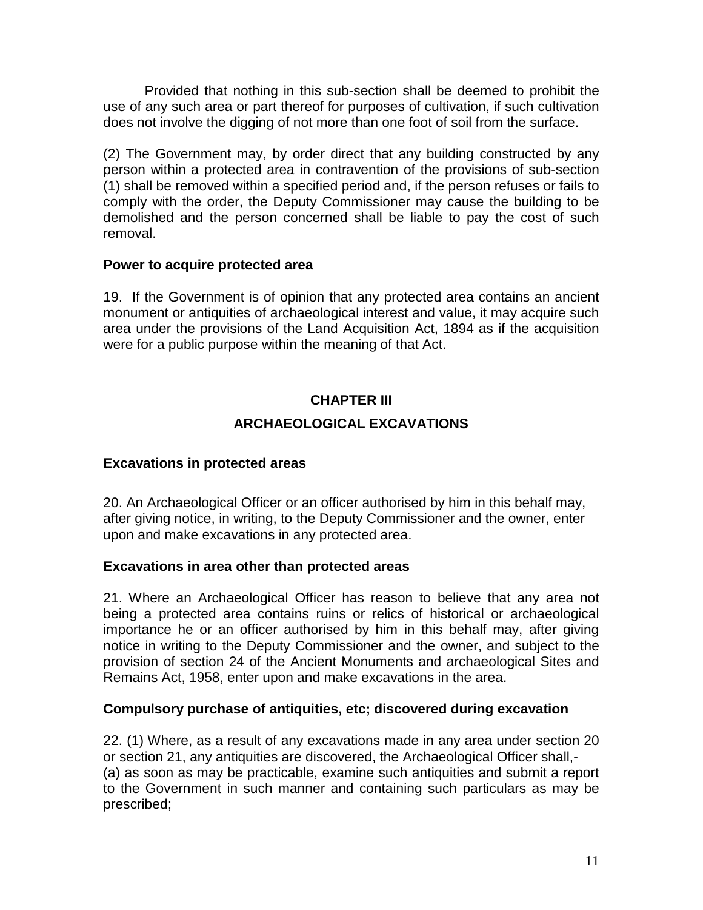Provided that nothing in this sub-section shall be deemed to prohibit the use of any such area or part thereof for purposes of cultivation, if such cultivation does not involve the digging of not more than one foot of soil from the surface.

(2) The Government may, by order direct that any building constructed by any person within a protected area in contravention of the provisions of sub-section (1) shall be removed within a specified period and, if the person refuses or fails to comply with the order, the Deputy Commissioner may cause the building to be demolished and the person concerned shall be liable to pay the cost of such removal.

**Power to acquire protected area**

19. If the Government is of opinion that any protected area contains an ancient monument or antiquities of archaeological interest and value, it may acquire such area under the provisions of the Land Acquisition Act, 1894 as if the acquisition were for a public purpose within the meaning of that Act.

## CHAPTER III

## ARCHAEOLOGICAL EXCAVATIONS

**Excavations in protected areas**

20. An Archaeological Officer or an officer authorised by him in this behalf may, after giving notice, in writing, to the Deputy Commissioner and the owner, enter upon and make excavations in any protected area.

**Excavations in area other than protected areas**

21. Where an Archaeological Officer has reason to believe that any area not being a protected area contains ruins or relics of historical or archaeological importance he or an officer authorised by him in this behalf may, after giving notice in writing to the Deputy Commissioner and the owner, and subject to the provision of section 24 of the Ancient Monuments and archaeological Sites and Remains Act, 1958, enter upon and make excavations in the area.

**Compulsory purchase of antiquities, etc; discovered during excavation**

22. (1) Where, as a result of any excavations made in any area under section 20 or section 21, any antiquities are discovered, the Archaeological Officer shall,-
(a) as soon as may be practicable, examine such antiquities and submit a report to the Government in such manner and containing such particulars as may be prescribed;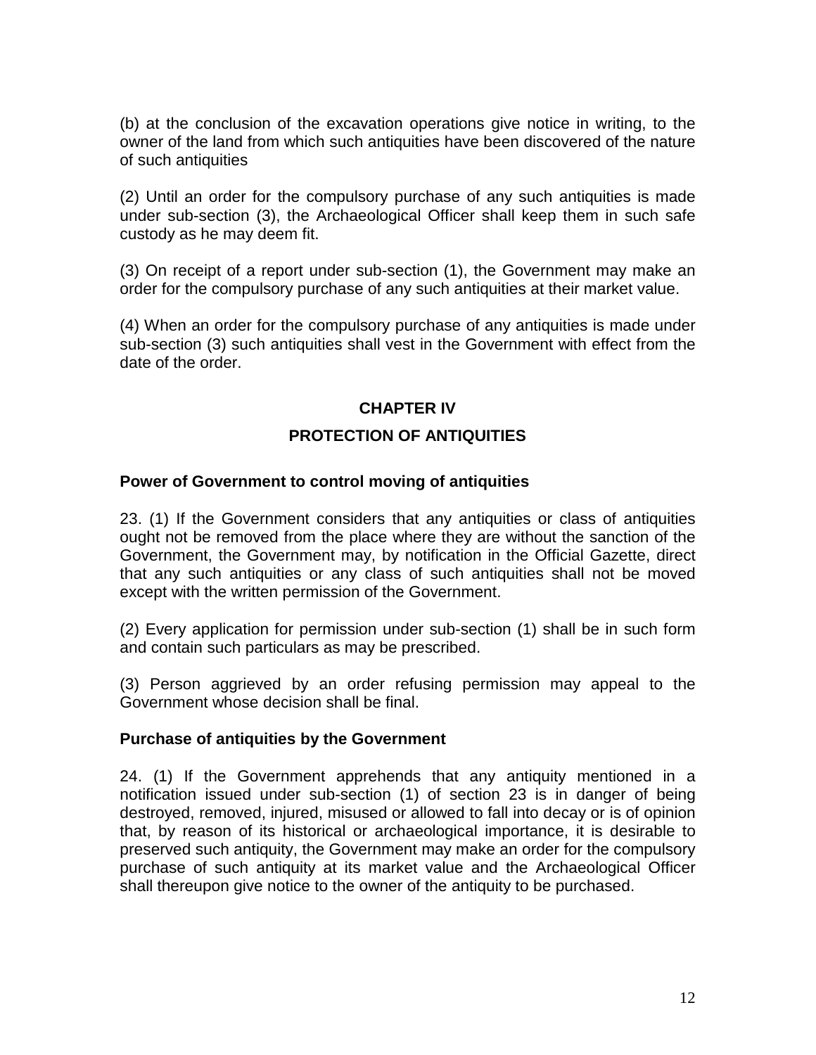(b) at the conclusion of the excavation operations give notice in writing, to the owner of the land from which such antiquities have been discovered of the nature of such antiquities

(2) Until an order for the compulsory purchase of any such antiquities is made under sub-section (3), the Archaeological Officer shall keep them in such safe custody as he may deem fit.

(3) On receipt of a report under sub-section (1), the Government may make an order for the compulsory purchase of any such antiquities at their market value.

(4) When an order for the compulsory purchase of any antiquities is made under sub-section (3) such antiquities shall vest in the Government with effect from the date of the order.

## CHAPTER IV

## PROTECTION OF ANTIQUITIES

### Power of Government to control moving of antiquities

23. (1) If the Government considers that any antiquities or class of antiquities ought not be removed from the place where they are without the sanction of the Government, the Government may, by notification in the Official Gazette, direct that any such antiquities or any class of such antiquities shall not be moved except with the written permission of the Government.

(2) Every application for permission under sub-section (1) shall be in such form and contain such particulars as may be prescribed.

(3) Person aggrieved by an order refusing permission may appeal to the Government whose decision shall be final.

### Purchase of antiquities by the Government

24. (1) If the Government apprehends that any antiquity mentioned in a notification issued under sub-section (1) of section 23 is in danger of being destroyed, removed, injured, misused or allowed to fall into decay or is of opinion that, by reason of its historical or archaeological importance, it is desirable to preserved such antiquity, the Government may make an order for the compulsory purchase of such antiquity at its market value and the Archaeological Officer shall thereupon give notice to the owner of the antiquity to be purchased.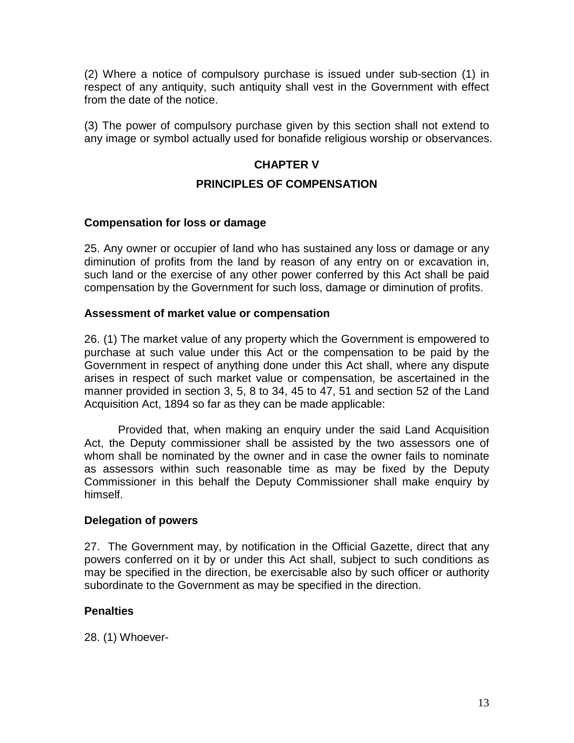(2) Where a notice of compulsory purchase is issued under sub-section (1) in respect of any antiquity, such antiquity shall vest in the Government with effect from the date of the notice.

(3) The power of compulsory purchase given by this section shall not extend to any image or symbol actually used for bonafide religious worship or observances.

## CHAPTER V

## PRINCIPLES OF COMPENSATION

### Compensation for loss or damage

25. Any owner or occupier of land who has sustained any loss or damage or any diminution of profits from the land by reason of any entry on or excavation in, such land or the exercise of any other power conferred by this Act shall be paid compensation by the Government for such loss, damage or diminution of profits.

### Assessment of market value or compensation

26. (1) The market value of any property which the Government is empowered to purchase at such value under this Act or the compensation to be paid by the Government in respect of anything done under this Act shall, where any dispute arises in respect of such market value or compensation, be ascertained in the manner provided in section 3, 5, 8 to 34, 45 to 47, 51 and section 52 of the Land Acquisition Act, 1894 so far as they can be made applicable:

Provided that, when making an enquiry under the said Land Acquisition Act, the Deputy commissioner shall be assisted by the two assessors one of whom shall be nominated by the owner and in case the owner fails to nominate as assessors within such reasonable time as may be fixed by the Deputy Commissioner in this behalf the Deputy Commissioner shall make enquiry by himself.

### Delegation of powers

27. The Government may, by notification in the Official Gazette, direct that any powers conferred on it by or under this Act shall, subject to such conditions as may be specified in the direction, be exercisable also by such officer or authority subordinate to the Government as may be specified in the direction.

### Penalties

28. (1) Whoever-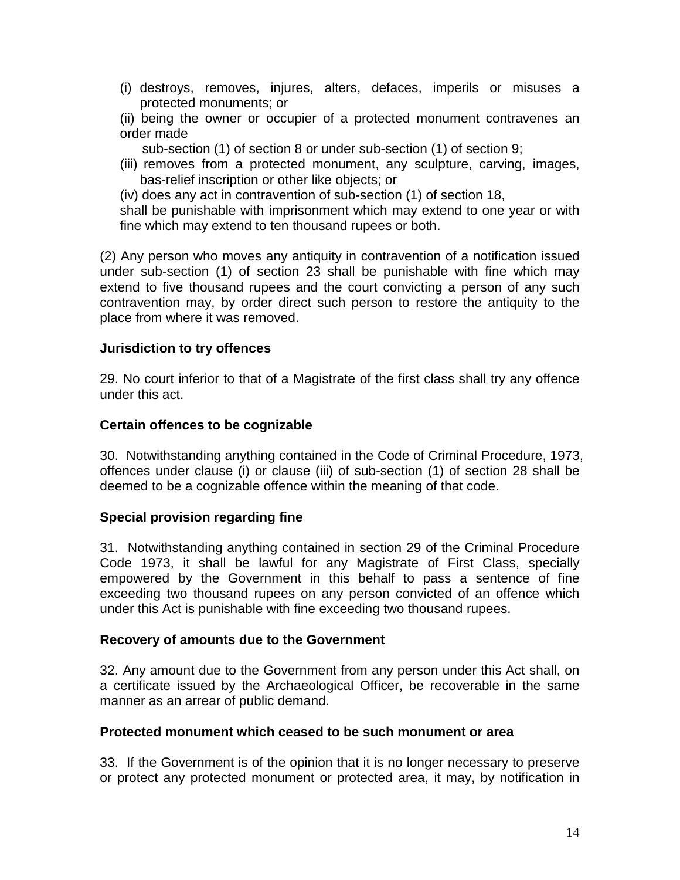(i) destroys, removes, injures, alters, defaces, imperils or misuses a protected monuments; or

(ii) being the owner or occupier of a protected monument contravenes an order made sub-section (1) of section 8 or under sub-section (1) of section 9;

(iii) removes from a protected monument, any sculpture, carving, images, bas-relief inscription or other like objects; or

(iv) does any act in contravention of sub-section (1) of section 18,

shall be punishable with imprisonment which may extend to one year or with fine which may extend to ten thousand rupees or both.

(2) Any person who moves any antiquity in contravention of a notification issued under sub-section (1) of section 23 shall be punishable with fine which may extend to five thousand rupees and the court convicting a person of any such contravention may, by order direct such person to restore the antiquity to the place from where it was removed.

**Jurisdiction to try offences**

29. No court inferior to that of a Magistrate of the first class shall try any offence under this act.

**Certain offences to be cognizable**

30. Notwithstanding anything contained in the Code of Criminal Procedure, 1973, offences under clause (i) or clause (iii) of sub-section (1) of section 28 shall be deemed to be a cognizable offence within the meaning of that code.

**Special provision regarding fine**

31. Notwithstanding anything contained in section 29 of the Criminal Procedure Code 1973, it shall be lawful for any Magistrate of First Class, specially empowered by the Government in this behalf to pass a sentence of fine exceeding two thousand rupees on any person convicted of an offence which under this Act is punishable with fine exceeding two thousand rupees.

**Recovery of amounts due to the Government**

32. Any amount due to the Government from any person under this Act shall, on a certificate issued by the Archaeological Officer, be recoverable in the same manner as an arrear of public demand.

**Protected monument which ceased to be such monument or area**

33. If the Government is of the opinion that it is no longer necessary to preserve or protect any protected monument or protected area, it may, by notification in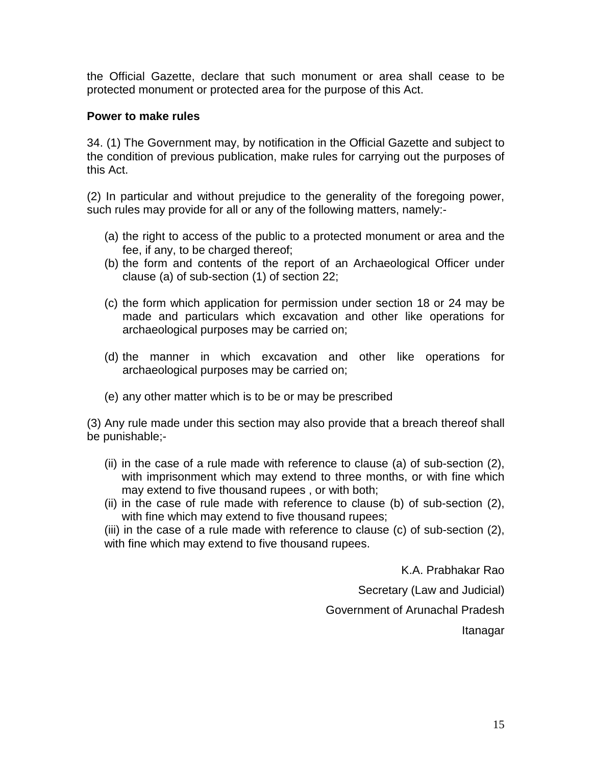the Official Gazette, declare that such monument or area shall cease to be protected monument or protected area for the purpose of this Act.

**Power to make rules**

34. (1) The Government may, by notification in the Official Gazette and subject to the condition of previous publication, make rules for carrying out the purposes of this Act.

(2) In particular and without prejudice to the generality of the foregoing power, such rules may provide for all or any of the following matters, namely:-

(a) the right to access of the public to a protected monument or area and the fee, if any, to be charged thereof;

(b) the form and contents of the report of an Archaeological Officer under clause (a) of sub-section (1) of section 22;

(c) the form which application for permission under section 18 or 24 may be made and particulars which excavation and other like operations for archaeological purposes may be carried on;

(d) the manner in which excavation and other like operations for archaeological purposes may be carried on;

(e) any other matter which is to be or may be prescribed

(3) Any rule made under this section may also provide that a breach thereof shall be punishable;-

(ii) in the case of a rule made with reference to clause (a) of sub-section (2), with imprisonment which may extend to three months, or with fine which may extend to five thousand rupees , or with both;

(ii) in the case of rule made with reference to clause (b) of sub-section (2), with fine which may extend to five thousand rupees;

(iii) in the case of a rule made with reference to clause (c) of sub-section (2), with fine which may extend to five thousand rupees.

K.A. Prabhakar Rao

Secretary (Law and Judicial)

Government of Arunachal Pradesh

Itanagar